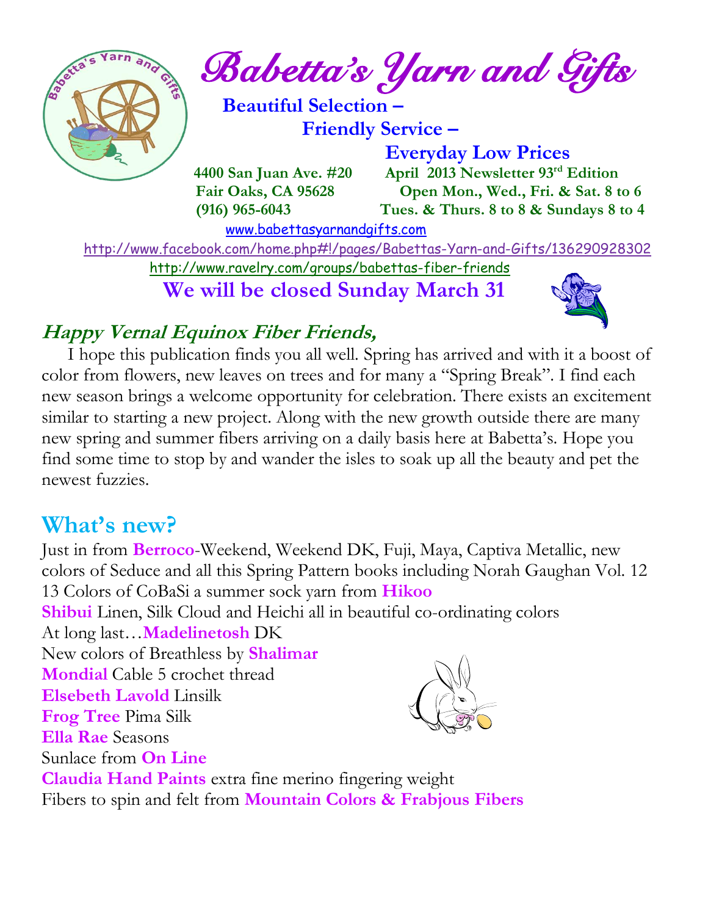# Babetta's Yarn and Gifts

**Beautiful Selection –**
**Friendly Service –**
**Everyday Low Prices**

**4400 San Juan Ave. #20**
**Fair Oaks, CA 95628**
**(916) 965-6043**

**April 2013 Newsletter 93rd Edition**
**Open Mon., Wed., Fri. & Sat. 8 to 6**
**Tues. & Thurs. 8 to 8 & Sundays 8 to 4**

www.babettasyarnandgifts.com

http://www.facebook.com/home.php#!/pages/Babettas-Yarn-and-Gifts/136290928302

http://www.ravelry.com/groups/babettas-fiber-friends

**We will be closed Sunday March 31**

## *Happy Vernal Equinox Fiber Friends,*

I hope this publication finds you all well. Spring has arrived and with it a boost of color from flowers, new leaves on trees and for many a "Spring Break". I find each new season brings a welcome opportunity for celebration. There exists an excitement similar to starting a new project. Along with the new growth outside there are many new spring and summer fibers arriving on a daily basis here at Babetta's. Hope you find some time to stop by and wander the isles to soak up all the beauty and pet the newest fuzzies.

## What's new?

Just in from **Berroco**-Weekend, Weekend DK, Fuji, Maya, Captiva Metallic, new colors of Seduce and all this Spring Pattern books including Norah Gaughan Vol. 12

13 Colors of CoBaSi a summer sock yarn from **Hikoo**

**Shibui** Linen, Silk Cloud and Heichi all in beautiful co-ordinating colors

At long last…**Madelinetosh** DK

New colors of Breathless by **Shalimar**

**Mondial** Cable 5 crochet thread

**Elsebeth Lavold** Linsilk

**Frog Tree** Pima Silk

**Ella Rae** Seasons

Sunlace from **On Line**

**Claudia Hand Paints** extra fine merino fingering weight

Fibers to spin and felt from **Mountain Colors & Frabjous Fibers**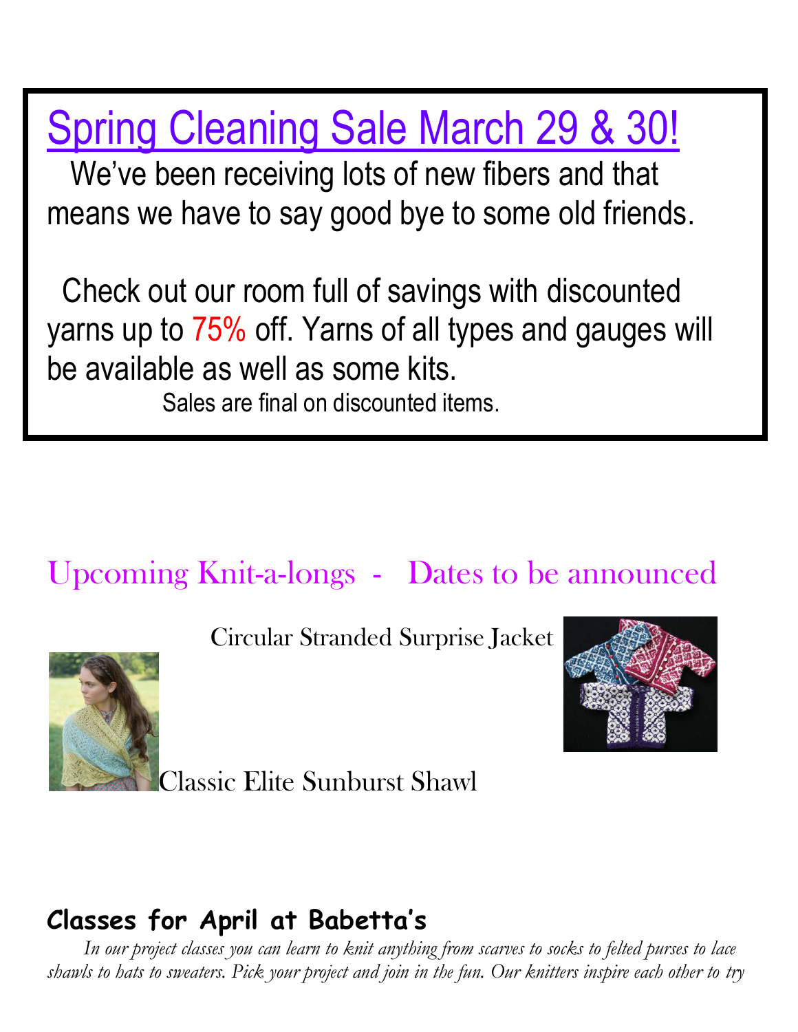## Spring Cleaning Sale March 29 & 30!

We've been receiving lots of new fibers and that means we have to say good bye to some old friends.

Check out our room full of savings with discounted yarns up to 75% off. Yarns of all types and gauges will be available as well as some kits.

Sales are final on discounted items.

## Upcoming Knit-a-longs - Dates to be announced

Circular Stranded Surprise Jacket

Classic Elite Sunburst Shawl

## Classes for April at Babetta's

*In our project classes you can learn to knit anything from scarves to socks to felted purses to lace shawls to hats to sweaters. Pick your project and join in the fun. Our knitters inspire each other to try*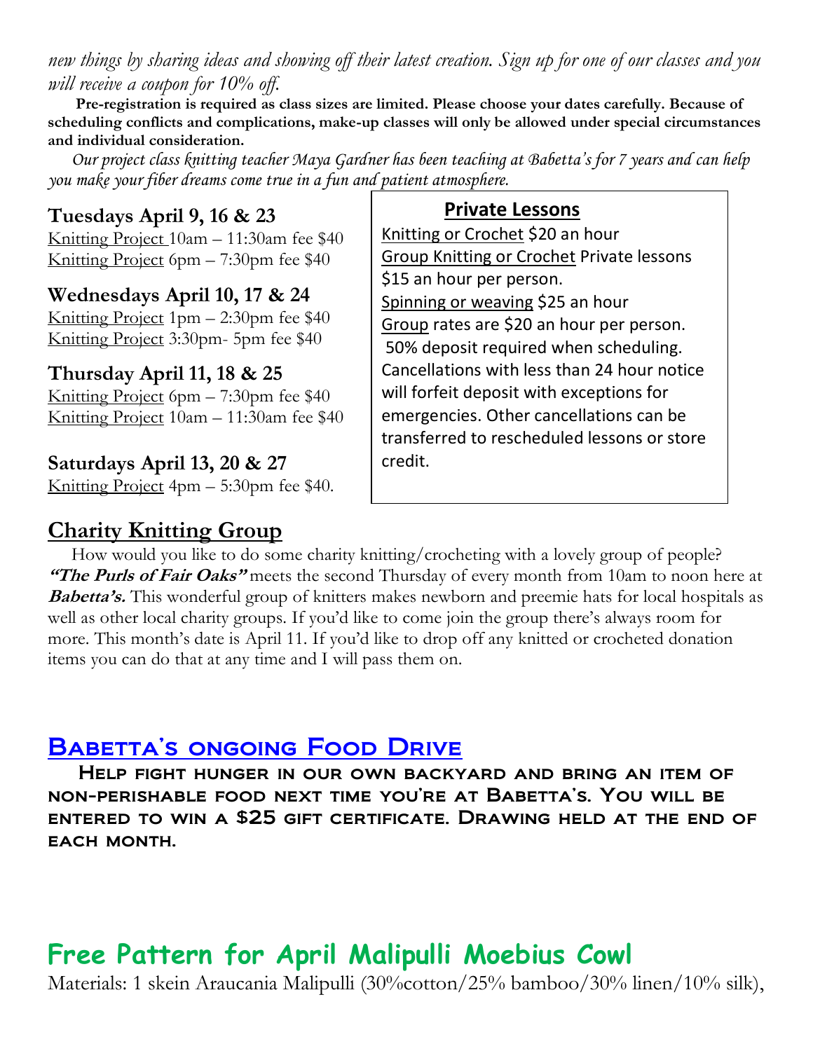*new things by sharing ideas and showing off their latest creation. Sign up for one of our classes and you will receive a coupon for 10% off.*

**Pre-registration is required as class sizes are limited. Please choose your dates carefully. Because of scheduling conflicts and complications, make-up classes will only be allowed under special circumstances and individual consideration.**

*Our project class knitting teacher Maya Gardner has been teaching at Babetta's for 7 years and can help you make your fiber dreams come true in a fun and patient atmosphere.*

**Tuesdays April 9, 16 & 23**

Knitting Project 10am – 11:30am fee $40
Knitting Project 6pm – 7:30pm fee $40

**Wednesdays April 10, 17 & 24**

Knitting Project 1pm – 2:30pm fee $40
Knitting Project 3:30pm- 5pm fee $40

**Thursday April 11, 18 & 25**

Knitting Project 6pm – 7:30pm fee $40
Knitting Project 10am – 11:30am fee $40

**Saturdays April 13, 20 & 27**

Knitting Project 4pm – 5:30pm fee $40.

**Private Lessons**

Knitting or Crochet $20 an hour
Group Knitting or Crochet Private lessons $15 an hour per person.
Spinning or weaving $25 an hour
Group rates are $20 an hour per person.
50% deposit required when scheduling. Cancellations with less than 24 hour notice will forfeit deposit with exceptions for emergencies. Other cancellations can be transferred to rescheduled lessons or store credit.

## Charity Knitting Group

How would you like to do some charity knitting/crocheting with a lovely group of people? ***"The Purls of Fair Oaks"*** meets the second Thursday of every month from 10am to noon here at ***Babetta's.*** This wonderful group of knitters makes newborn and preemie hats for local hospitals as well as other local charity groups. If you'd like to come join the group there's always room for more. This month's date is April 11. If you'd like to drop off any knitted or crocheted donation items you can do that at any time and I will pass them on.

## Babetta's ongoing Food Drive

**Help fight hunger in our own backyard and bring an item of non-perishable food next time you're at Babetta's. You will be entered to win a $25 gift certificate. Drawing held at the end of each month.**

## Free Pattern for April Malipulli Moebius Cowl

Materials: 1 skein Araucania Malipulli (30%cotton/25% bamboo/30% linen/10% silk),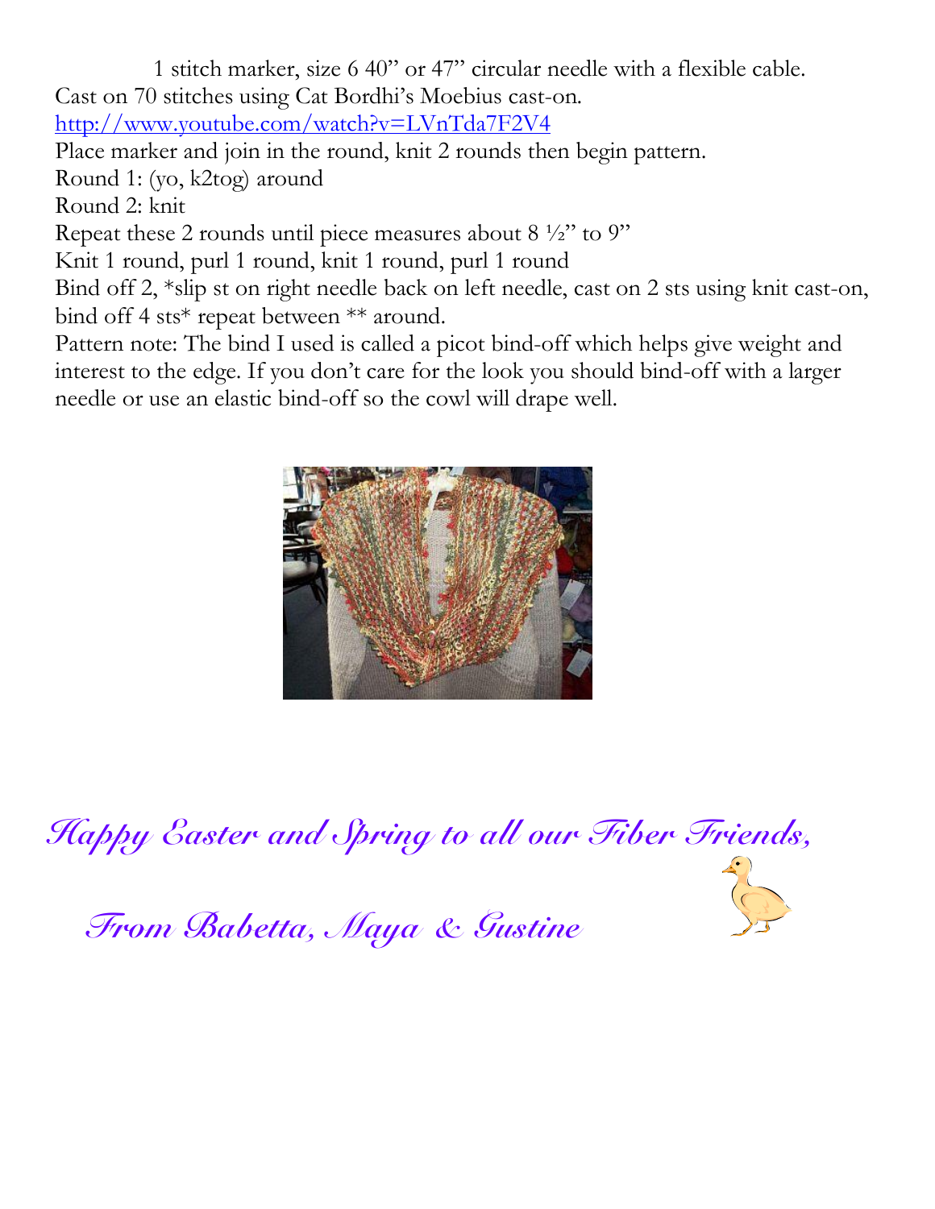1 stitch marker, size 6 40" or 47" circular needle with a flexible cable.

Cast on 70 stitches using Cat Bordhi's Moebius cast-on.

http://www.youtube.com/watch?v=LVnTda7F2V4

Place marker and join in the round, knit 2 rounds then begin pattern.

Round 1: (yo, k2tog) around

Round 2: knit

Repeat these 2 rounds until piece measures about 8 ½" to 9"

Knit 1 round, purl 1 round, knit 1 round, purl 1 round

Bind off 2, *slip st on right needle back on left needle, cast on 2 sts using knit cast-on, bind off 4 sts* repeat between ** around.

Pattern note: The bind I used is called a picot bind-off which helps give weight and interest to the edge. If you don't care for the look you should bind-off with a larger needle or use an elastic bind-off so the cowl will drape well.

*Happy Easter and Spring to all our Fiber Friends,*

*From Babetta, Maya & Gustine*